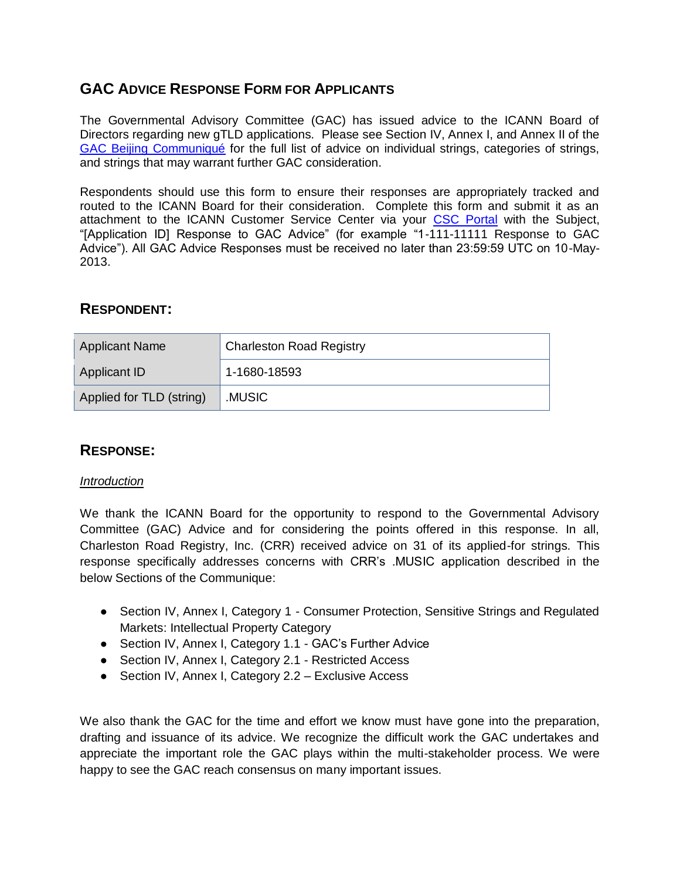# GAC ADVICE RESPONSE FORM FOR APPLICANTS

The Governmental Advisory Committee (GAC) has issued advice to the ICANN Board of Directors regarding new gTLD applications. Please see Section IV, Annex I, and Annex II of the GAC Beijing Communiqué for the full list of advice on individual strings, categories of strings, and strings that may warrant further GAC consideration.

Respondents should use this form to ensure their responses are appropriately tracked and routed to the ICANN Board for their consideration. Complete this form and submit it as an attachment to the ICANN Customer Service Center via your CSC Portal with the Subject, "[Application ID] Response to GAC Advice" (for example "1-111-11111 Response to GAC Advice"). All GAC Advice Responses must be received no later than 23:59:59 UTC on 10-May-2013.

## RESPONDENT:

| Applicant Name | Charleston Road Registry |
| --- | --- |
| Applicant ID | 1-1680-18593 |
| Applied for TLD (string) | .MUSIC |

## RESPONSE:

*Introduction*

We thank the ICANN Board for the opportunity to respond to the Governmental Advisory Committee (GAC) Advice and for considering the points offered in this response. In all, Charleston Road Registry, Inc. (CRR) received advice on 31 of its applied-for strings. This response specifically addresses concerns with CRR's .MUSIC application described in the below Sections of the Communique:

- Section IV, Annex I, Category 1 - Consumer Protection, Sensitive Strings and Regulated Markets: Intellectual Property Category
- Section IV, Annex I, Category 1.1 - GAC's Further Advice
- Section IV, Annex I, Category 2.1 - Restricted Access
- Section IV, Annex I, Category 2.2 – Exclusive Access

We also thank the GAC for the time and effort we know must have gone into the preparation, drafting and issuance of its advice. We recognize the difficult work the GAC undertakes and appreciate the important role the GAC plays within the multi-stakeholder process. We were happy to see the GAC reach consensus on many important issues.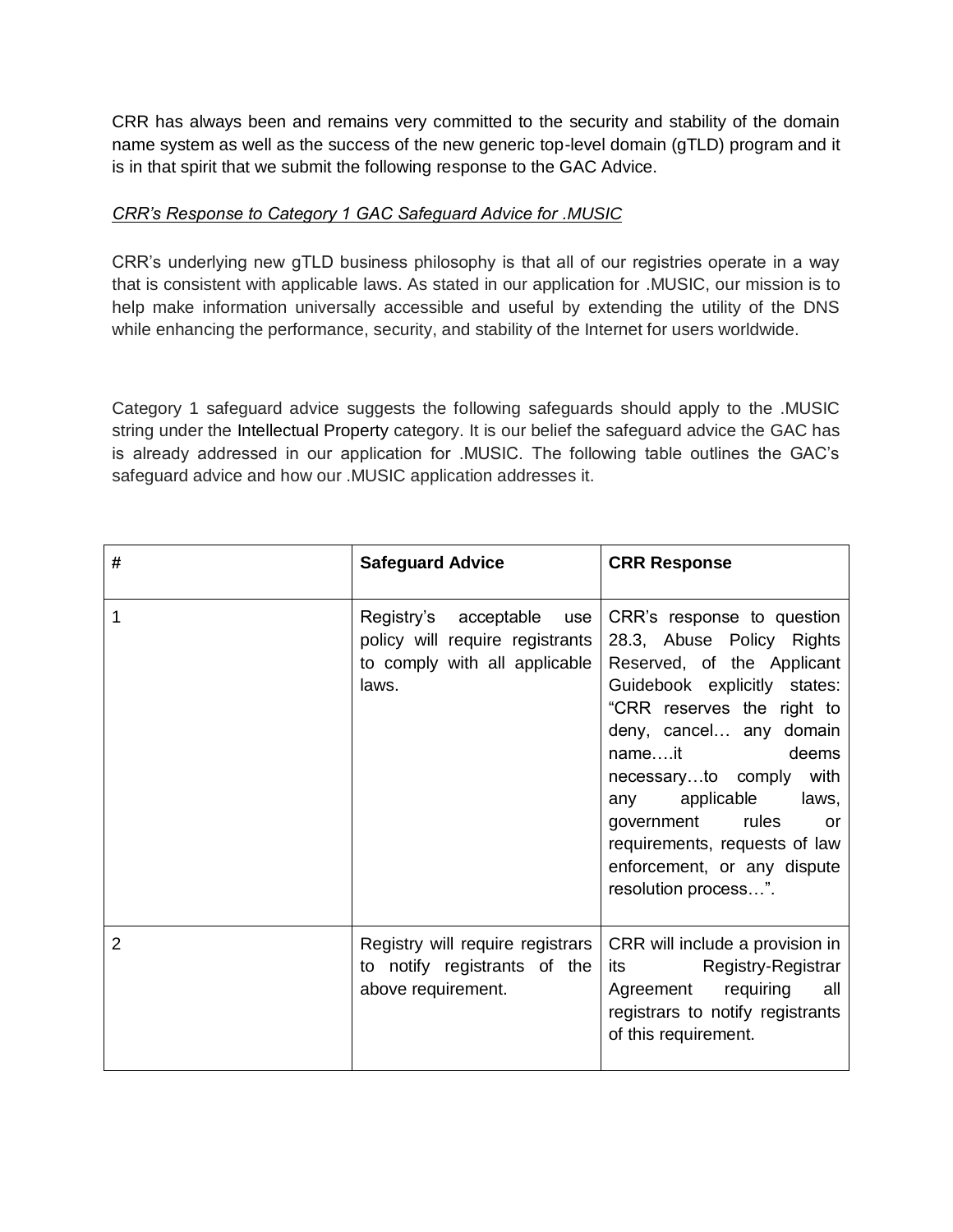CRR has always been and remains very committed to the security and stability of the domain name system as well as the success of the new generic top-level domain (gTLD) program and it is in that spirit that we submit the following response to the GAC Advice.

*CRR's Response to Category 1 GAC Safeguard Advice for .MUSIC*

CRR's underlying new gTLD business philosophy is that all of our registries operate in a way that is consistent with applicable laws. As stated in our application for .MUSIC, our mission is to help make information universally accessible and useful by extending the utility of the DNS while enhancing the performance, security, and stability of the Internet for users worldwide.

Category 1 safeguard advice suggests the following safeguards should apply to the .MUSIC string under the Intellectual Property category. It is our belief the safeguard advice the GAC has is already addressed in our application for .MUSIC. The following table outlines the GAC's safeguard advice and how our .MUSIC application addresses it.

| # | Safeguard Advice | CRR Response |
| --- | --- | --- |
| 1 | Registry's acceptable use policy will require registrants to comply with all applicable laws. | CRR's response to question 28.3, Abuse Policy Rights Reserved, of the Applicant Guidebook explicitly states: "CRR reserves the right to deny, cancel… any domain name….it deems necessary…to comply with any applicable laws, government rules or requirements, requests of law enforcement, or any dispute resolution process…". |
| 2 | Registry will require registrars to notify registrants of the above requirement. | CRR will include a provision in its Registry-Registrar Agreement requiring all registrars to notify registrants of this requirement. |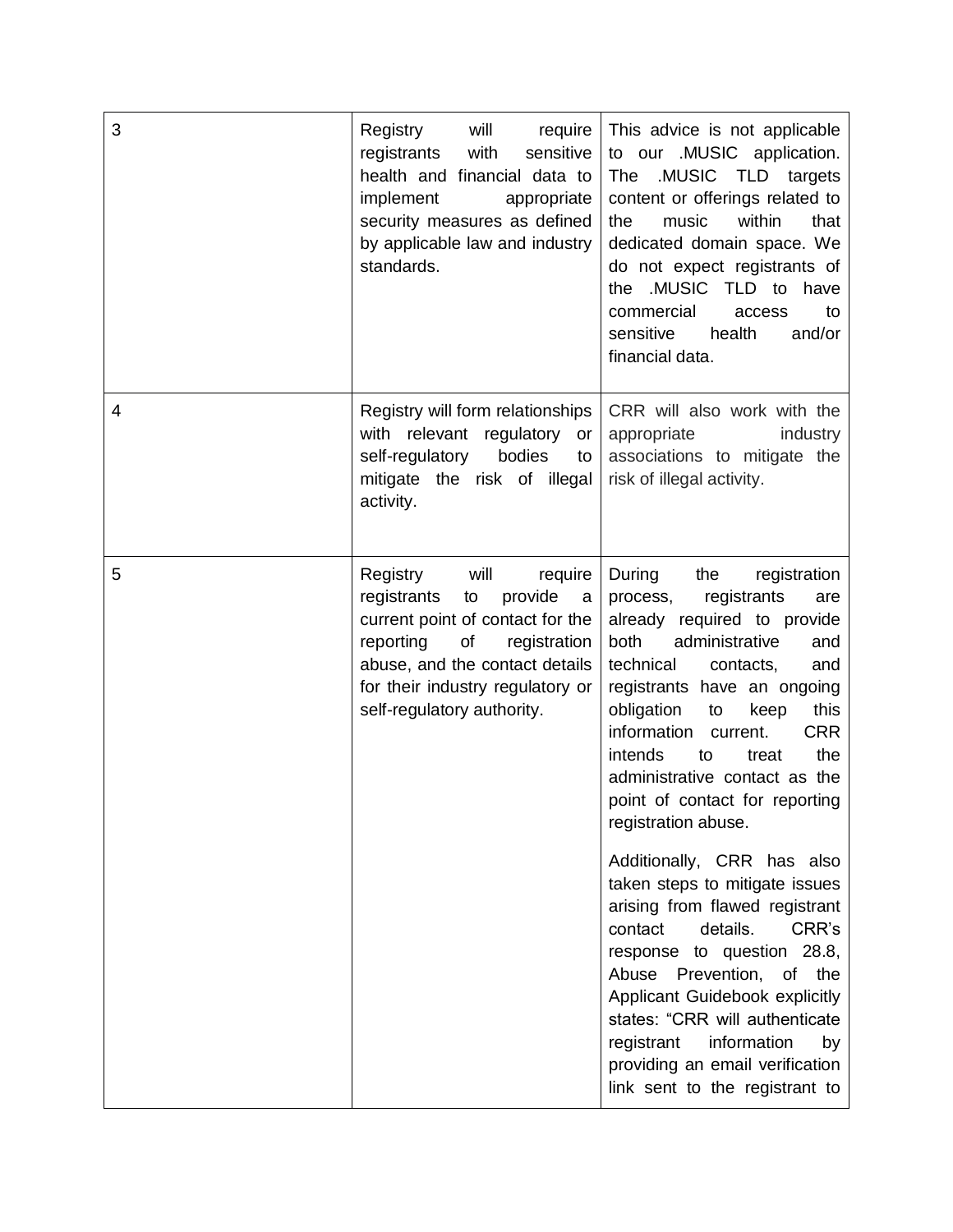| | | |
|---|---|---|
| 3 | Registry will require registrants with sensitive health and financial data to implement appropriate security measures as defined by applicable law and industry standards. | This advice is not applicable to our .MUSIC application. The .MUSIC TLD targets content or offerings related to the music within that dedicated domain space. We do not expect registrants of the .MUSIC TLD to have commercial access to sensitive health and/or financial data. |
| 4 | Registry will form relationships with relevant regulatory or self-regulatory bodies to mitigate the risk of illegal activity. | CRR will also work with the appropriate industry associations to mitigate the risk of illegal activity. |
| 5 | Registry will require registrants to provide a current point of contact for the reporting of registration abuse, and the contact details for their industry regulatory or self-regulatory authority. | During the registration process, registrants are already required to provide both administrative and technical contacts, and registrants have an ongoing obligation to keep this information current. CRR intends to treat the administrative contact as the point of contact for reporting registration abuse.<br><br>Additionally, CRR has also taken steps to mitigate issues arising from flawed registrant contact details. CRR's response to question 28.8, Abuse Prevention, of the Applicant Guidebook explicitly states: "CRR will authenticate registrant information by providing an email verification link sent to the registrant to |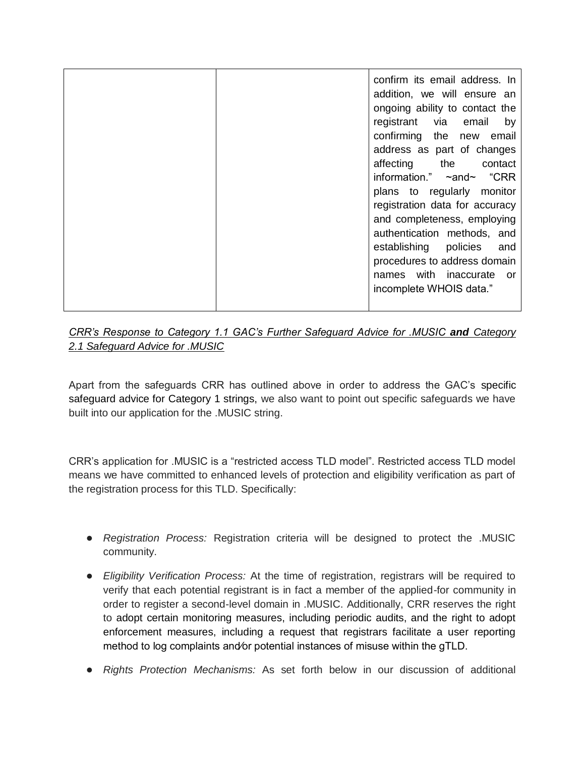|  |  | confirm its email address. In addition, we will ensure an ongoing ability to contact the registrant via email by confirming the new email address as part of changes affecting the contact information." ~and~ "CRR plans to regularly monitor registration data for accuracy and completeness, employing authentication methods, and establishing policies and procedures to address domain names with inaccurate or incomplete WHOIS data." |
| --- | --- | --- |

*CRR's Response to Category 1.1 GAC's Further Safeguard Advice for .MUSIC* ***and*** *Category 2.1 Safeguard Advice for .MUSIC*

Apart from the safeguards CRR has outlined above in order to address the GAC's specific safeguard advice for Category 1 strings, we also want to point out specific safeguards we have built into our application for the .MUSIC string.

CRR's application for .MUSIC is a "restricted access TLD model". Restricted access TLD model means we have committed to enhanced levels of protection and eligibility verification as part of the registration process for this TLD. Specifically:

- *Registration Process:* Registration criteria will be designed to protect the .MUSIC community.
- *Eligibility Verification Process:* At the time of registration, registrars will be required to verify that each potential registrant is in fact a member of the applied-for community in order to register a second-level domain in .MUSIC. Additionally, CRR reserves the right to adopt certain monitoring measures, including periodic audits, and the right to adopt enforcement measures, including a request that registrars facilitate a user reporting method to log complaints and/or potential instances of misuse within the gTLD.
- *Rights Protection Mechanisms:* As set forth below in our discussion of additional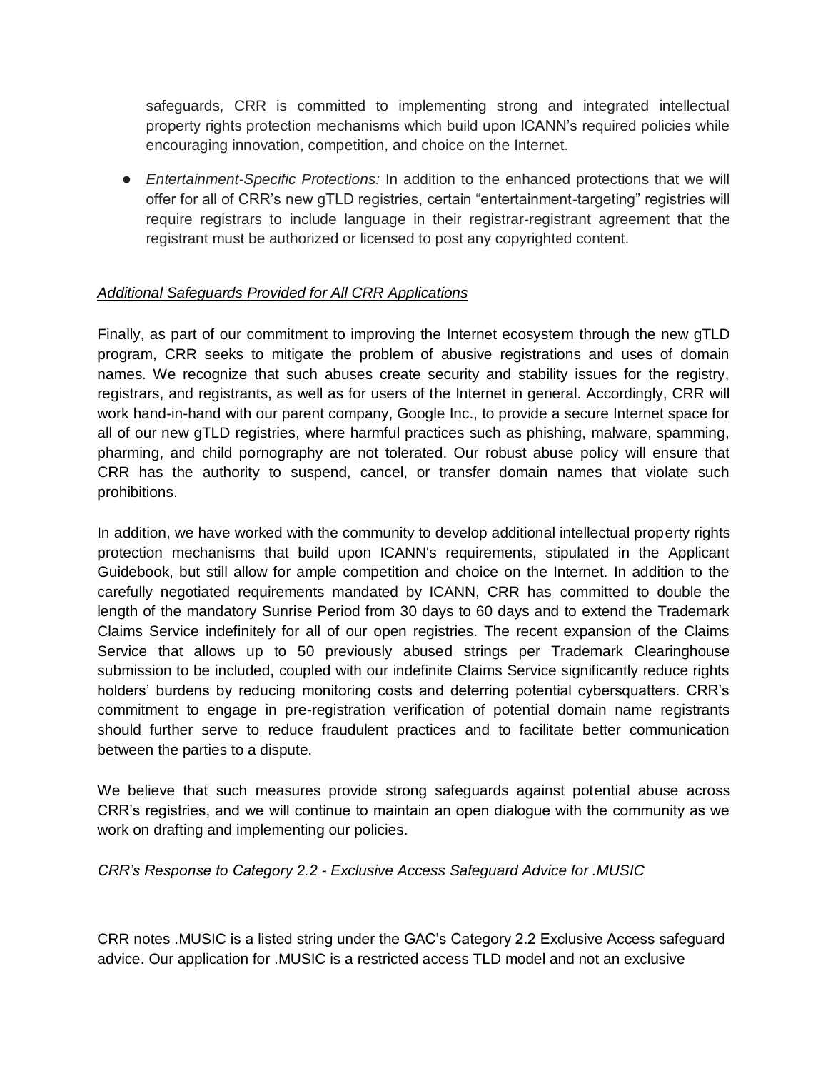safeguards, CRR is committed to implementing strong and integrated intellectual property rights protection mechanisms which build upon ICANN's required policies while encouraging innovation, competition, and choice on the Internet.

- *Entertainment-Specific Protections:* In addition to the enhanced protections that we will offer for all of CRR's new gTLD registries, certain "entertainment-targeting" registries will require registrars to include language in their registrar-registrant agreement that the registrant must be authorized or licensed to post any copyrighted content.

*Additional Safeguards Provided for All CRR Applications*

Finally, as part of our commitment to improving the Internet ecosystem through the new gTLD program, CRR seeks to mitigate the problem of abusive registrations and uses of domain names. We recognize that such abuses create security and stability issues for the registry, registrars, and registrants, as well as for users of the Internet in general. Accordingly, CRR will work hand-in-hand with our parent company, Google Inc., to provide a secure Internet space for all of our new gTLD registries, where harmful practices such as phishing, malware, spamming, pharming, and child pornography are not tolerated. Our robust abuse policy will ensure that CRR has the authority to suspend, cancel, or transfer domain names that violate such prohibitions.

In addition, we have worked with the community to develop additional intellectual property rights protection mechanisms that build upon ICANN's requirements, stipulated in the Applicant Guidebook, but still allow for ample competition and choice on the Internet. In addition to the carefully negotiated requirements mandated by ICANN, CRR has committed to double the length of the mandatory Sunrise Period from 30 days to 60 days and to extend the Trademark Claims Service indefinitely for all of our open registries. The recent expansion of the Claims Service that allows up to 50 previously abused strings per Trademark Clearinghouse submission to be included, coupled with our indefinite Claims Service significantly reduce rights holders' burdens by reducing monitoring costs and deterring potential cybersquatters. CRR's commitment to engage in pre-registration verification of potential domain name registrants should further serve to reduce fraudulent practices and to facilitate better communication between the parties to a dispute.

We believe that such measures provide strong safeguards against potential abuse across CRR's registries, and we will continue to maintain an open dialogue with the community as we work on drafting and implementing our policies.

*CRR's Response to Category 2.2 - Exclusive Access Safeguard Advice for .MUSIC*

CRR notes .MUSIC is a listed string under the GAC's Category 2.2 Exclusive Access safeguard advice. Our application for .MUSIC is a restricted access TLD model and not an exclusive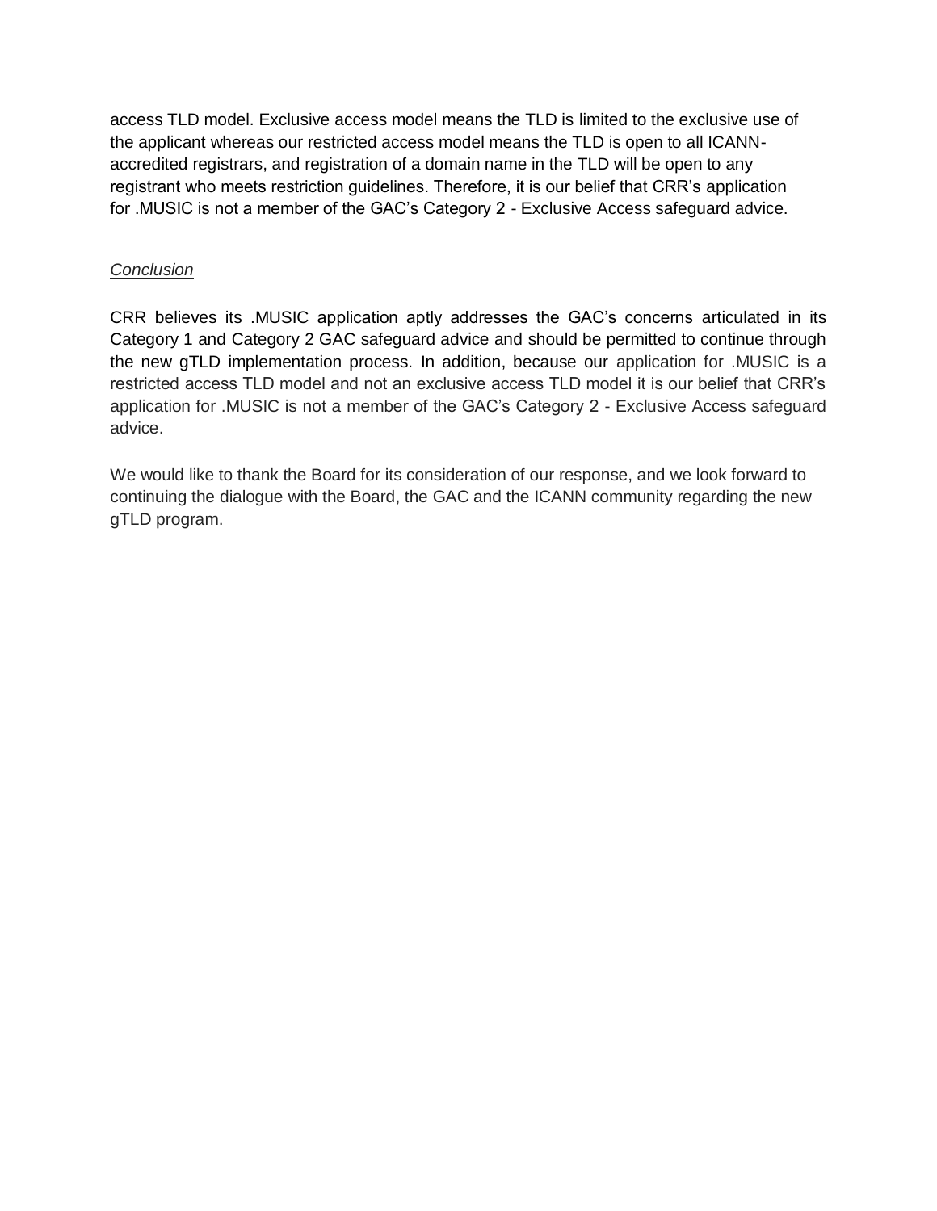access TLD model. Exclusive access model means the TLD is limited to the exclusive use of the applicant whereas our restricted access model means the TLD is open to all ICANN-accredited registrars, and registration of a domain name in the TLD will be open to any registrant who meets restriction guidelines. Therefore, it is our belief that CRR's application for .MUSIC is not a member of the GAC's Category 2 - Exclusive Access safeguard advice.

*Conclusion*

CRR believes its .MUSIC application aptly addresses the GAC's concerns articulated in its Category 1 and Category 2 GAC safeguard advice and should be permitted to continue through the new gTLD implementation process. In addition, because our application for .MUSIC is a restricted access TLD model and not an exclusive access TLD model it is our belief that CRR's application for .MUSIC is not a member of the GAC's Category 2 - Exclusive Access safeguard advice.

We would like to thank the Board for its consideration of our response, and we look forward to continuing the dialogue with the Board, the GAC and the ICANN community regarding the new gTLD program.